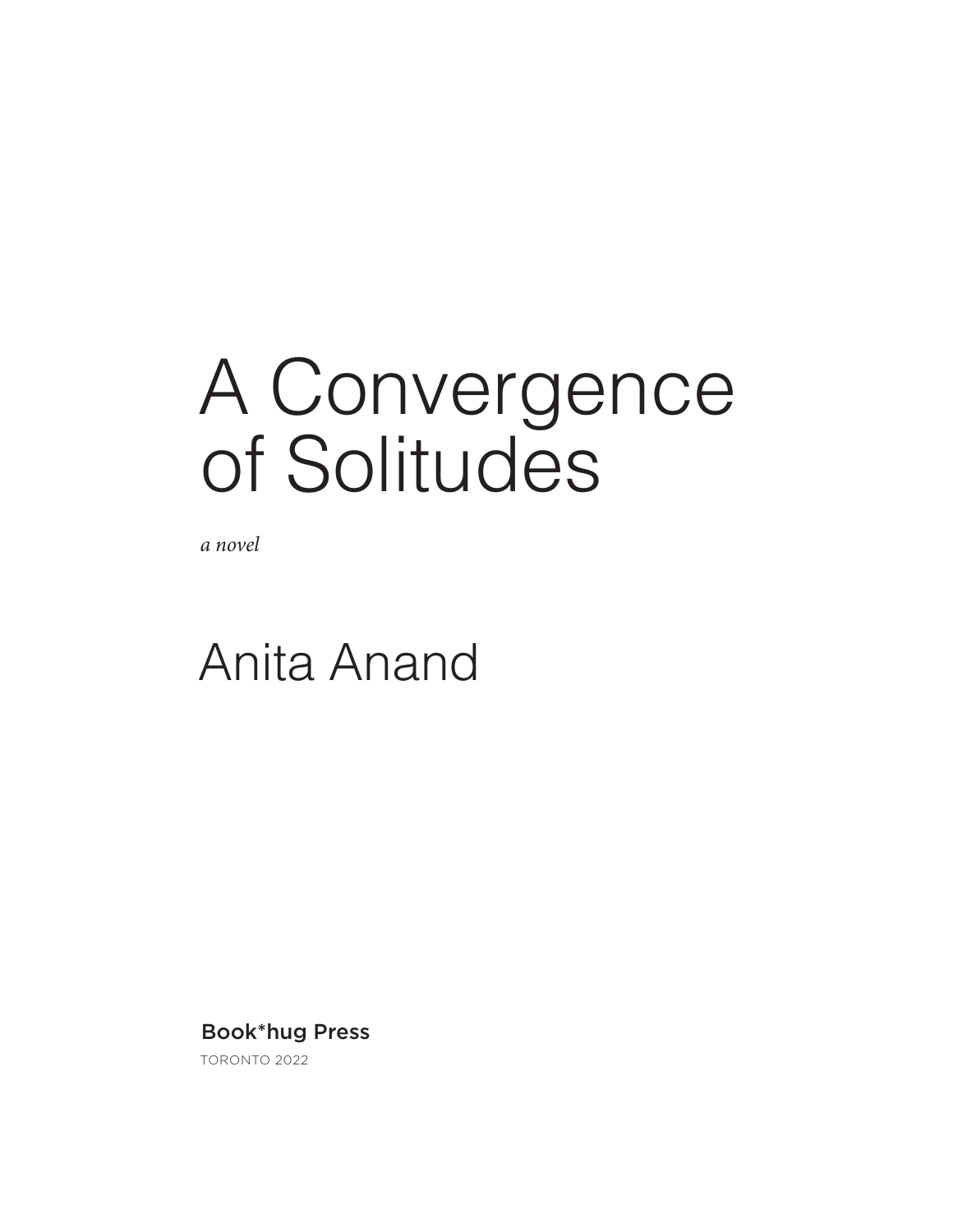# A Convergence of Solitudes

*a novel*

## Anita Anand

Book*hug Press

TORONTO 2022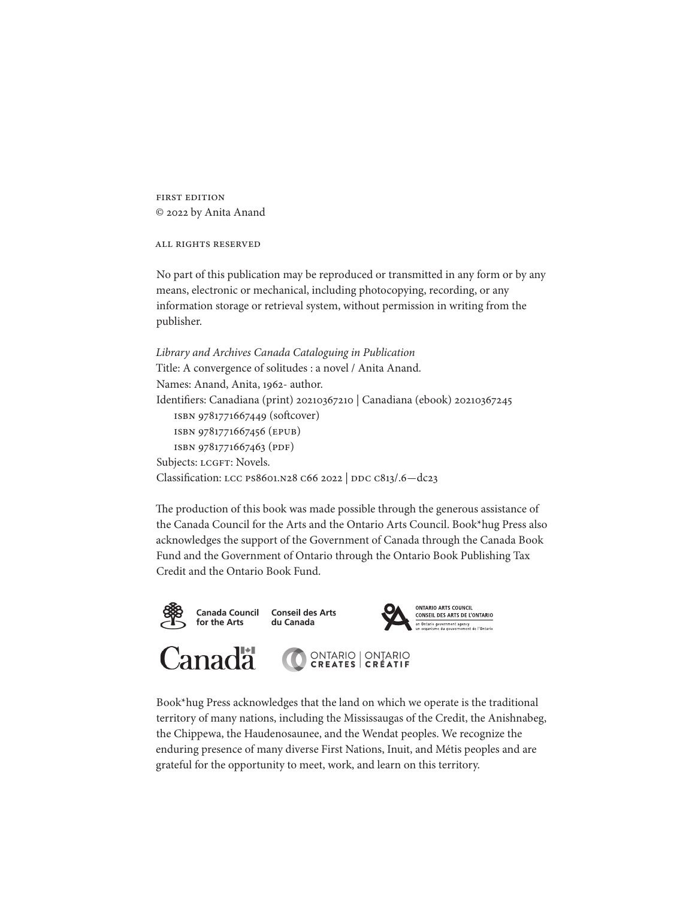FIRST EDITION
© 2022 by Anita Anand

ALL RIGHTS RESERVED

No part of this publication may be reproduced or transmitted in any form or by any means, electronic or mechanical, including photocopying, recording, or any information storage or retrieval system, without permission in writing from the publisher.

*Library and Archives Canada Cataloguing in Publication*
Title: A convergence of solitudes : a novel / Anita Anand.
Names: Anand, Anita, 1962- author.
Identifiers: Canadiana (print) 20210367210 | Canadiana (ebook) 20210367245
ISBN 9781771667449 (softcover)
ISBN 9781771667456 (EPUB)
ISBN 9781771667463 (PDF)
Subjects: LCGFT: Novels.
Classification: LCC PS8601.N28 C66 2022 | DDC C813/.6—dc23

The production of this book was made possible through the generous assistance of the Canada Council for the Arts and the Ontario Arts Council. Book*hug Press also acknowledges the support of the Government of Canada through the Canada Book Fund and the Government of Ontario through the Ontario Book Publishing Tax Credit and the Ontario Book Fund.

Canada Council for the Arts | Conseil des Arts du Canada

ONTARIO ARTS COUNCIL
CONSEIL DES ARTS DE L'ONTARIO
an Ontario government agency
un organisme du gouvernement de l'Ontario

Canada

ONTARIO CREATES | ONTARIO CRÉATIF

Book*hug Press acknowledges that the land on which we operate is the traditional territory of many nations, including the Mississaugas of the Credit, the Anishnabeg, the Chippewa, the Haudenosaunee, and the Wendat peoples. We recognize the enduring presence of many diverse First Nations, Inuit, and Métis peoples and are grateful for the opportunity to meet, work, and learn on this territory.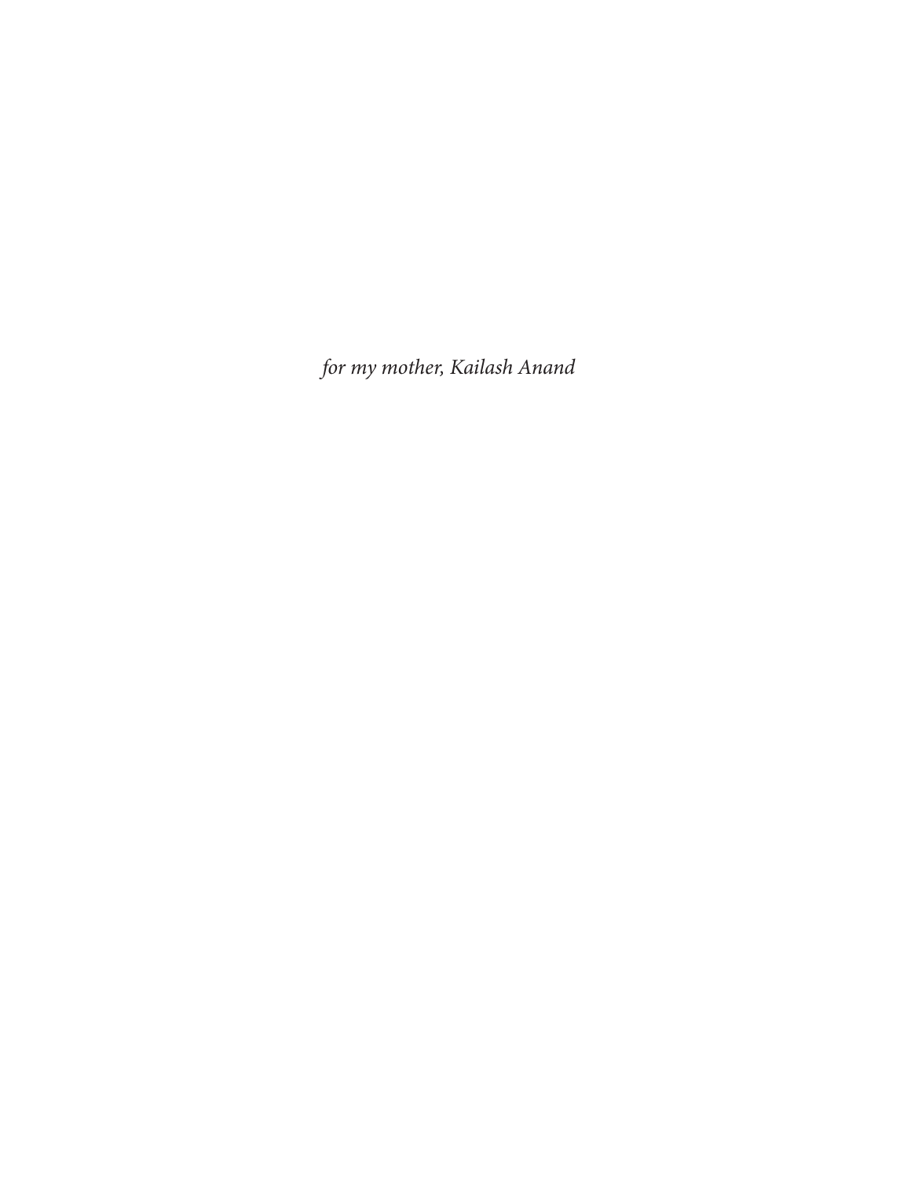*for my mother, Kailash Anand*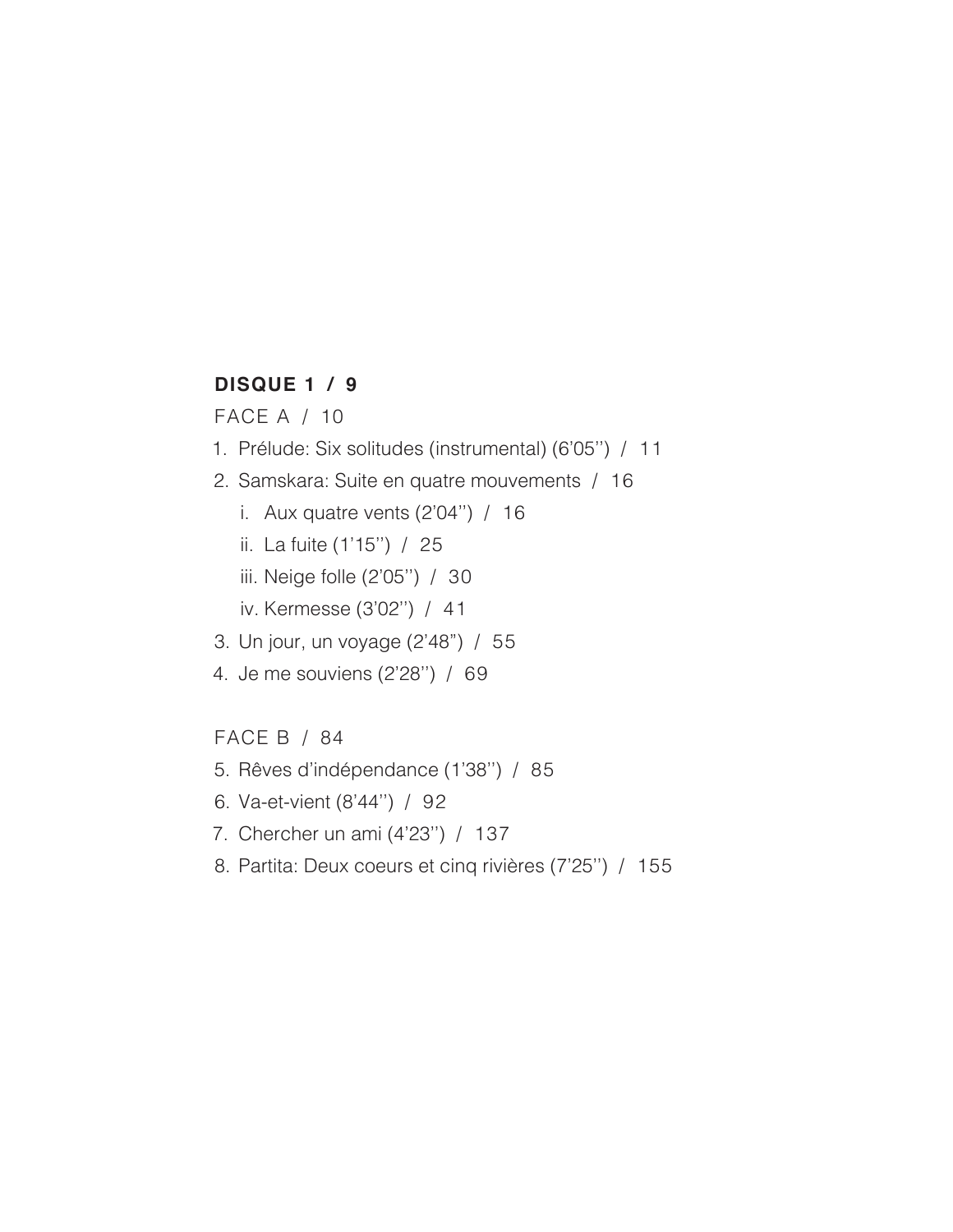## DISQUE 1 / 9

FACE A / 10

1. Prélude: Six solitudes (instrumental) (6’05’’) / 11
2. Samskara: Suite en quatre mouvements / 16
   - i. Aux quatre vents (2’04’’) / 16
   - ii. La fuite (1’15’’) / 25
   - iii. Neige folle (2’05’’) / 30
   - iv. Kermesse (3’02’’) / 41
3. Un jour, un voyage (2’48”) / 55
4. Je me souviens (2’28’’) / 69

FACE B / 84

5. Rêves d’indépendance (1’38’’) / 85
6. Va-et-vient (8’44’’) / 92
7. Chercher un ami (4’23’’) / 137
8. Partita: Deux coeurs et cinq rivières (7’25’’) / 155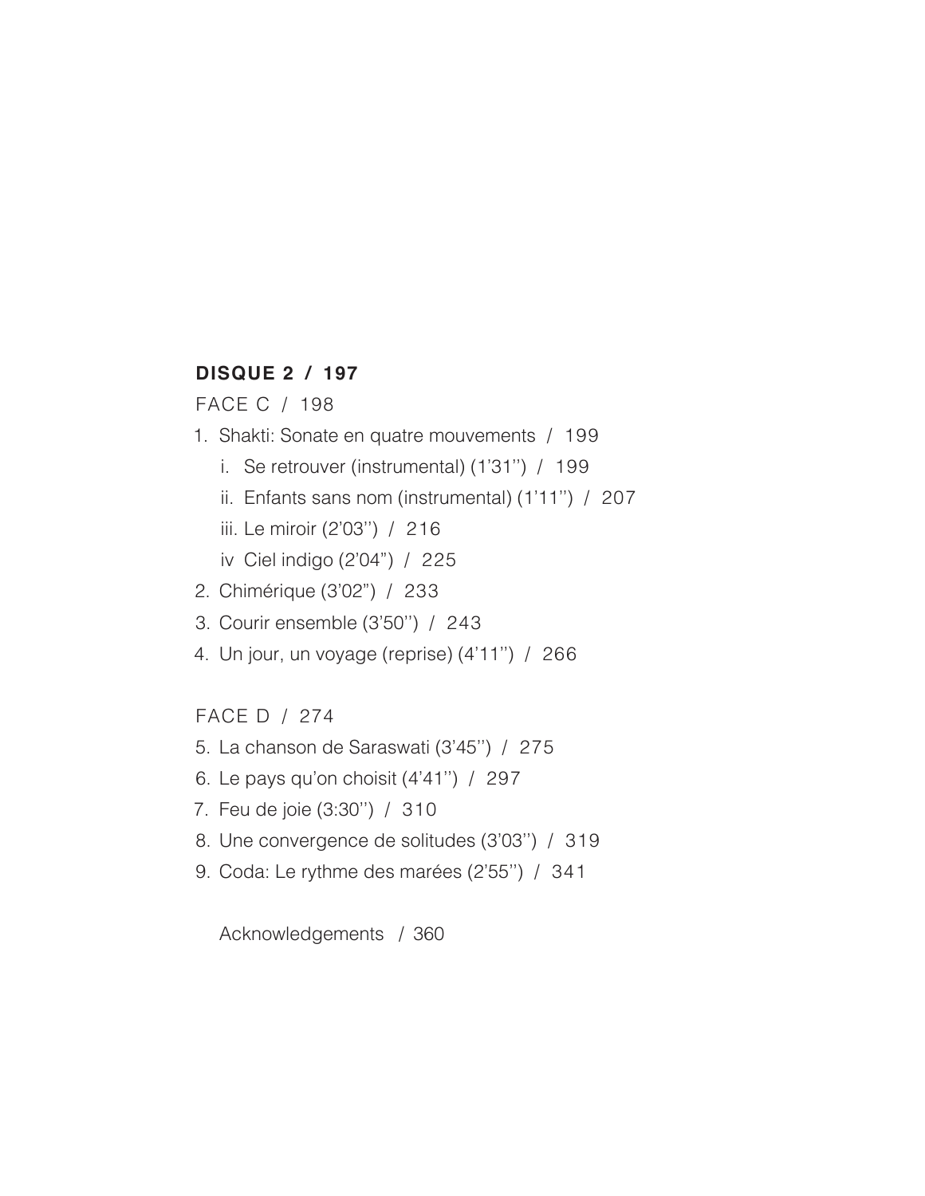**DISQUE 2 / 197**

FACE C / 198

1. Shakti: Sonate en quatre mouvements / 199
   - i. Se retrouver (instrumental) (1'31'') / 199
   - ii. Enfants sans nom (instrumental) (1'11'') / 207
   - iii. Le miroir (2'03'') / 216
   - iv Ciel indigo (2'04") / 225
2. Chimérique (3'02") / 233
3. Courir ensemble (3'50'') / 243
4. Un jour, un voyage (reprise) (4'11'') / 266

FACE D / 274

5. La chanson de Saraswati (3'45'') / 275
6. Le pays qu'on choisit (4'41'') / 297
7. Feu de joie (3:30'') / 310
8. Une convergence de solitudes (3'03'') / 319
9. Coda: Le rythme des marées (2'55'') / 341

Acknowledgements / 360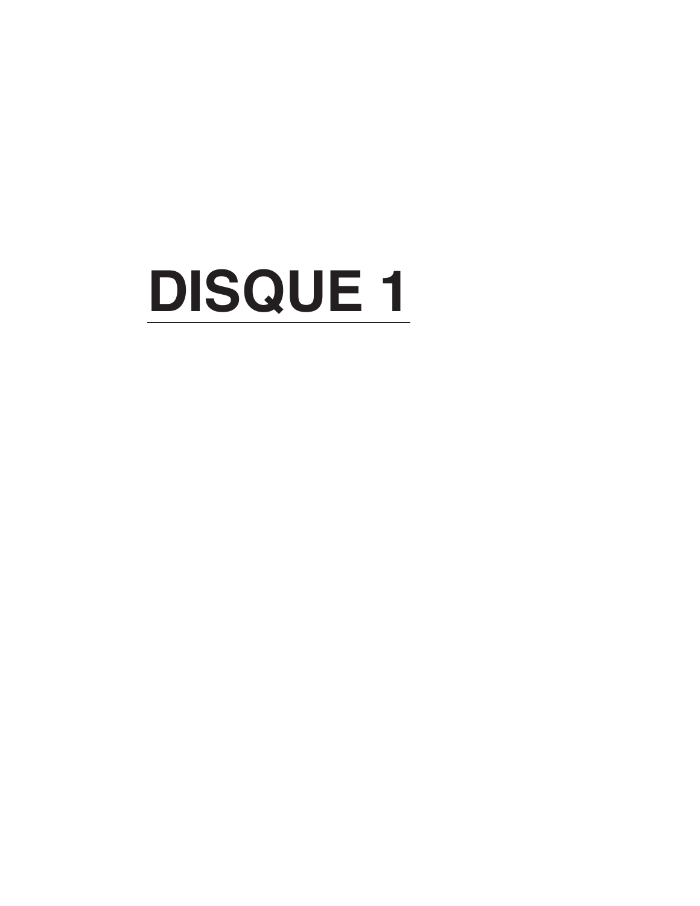# DISQUE 1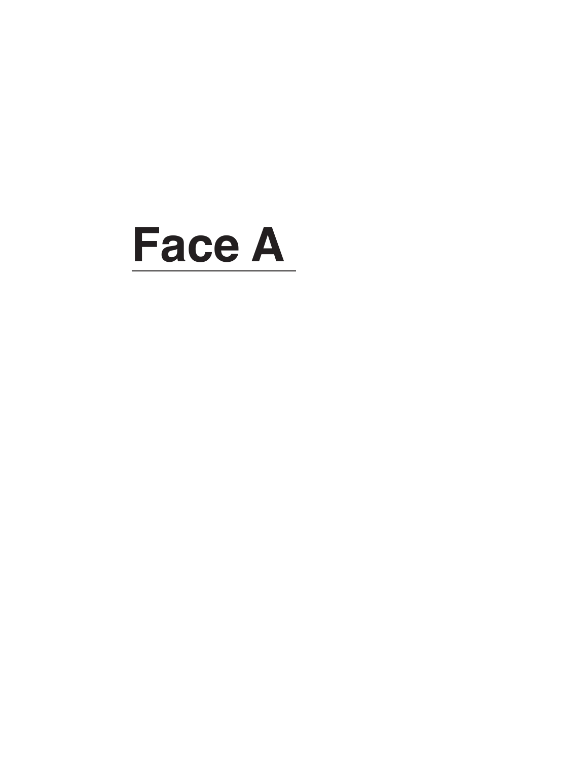# Face A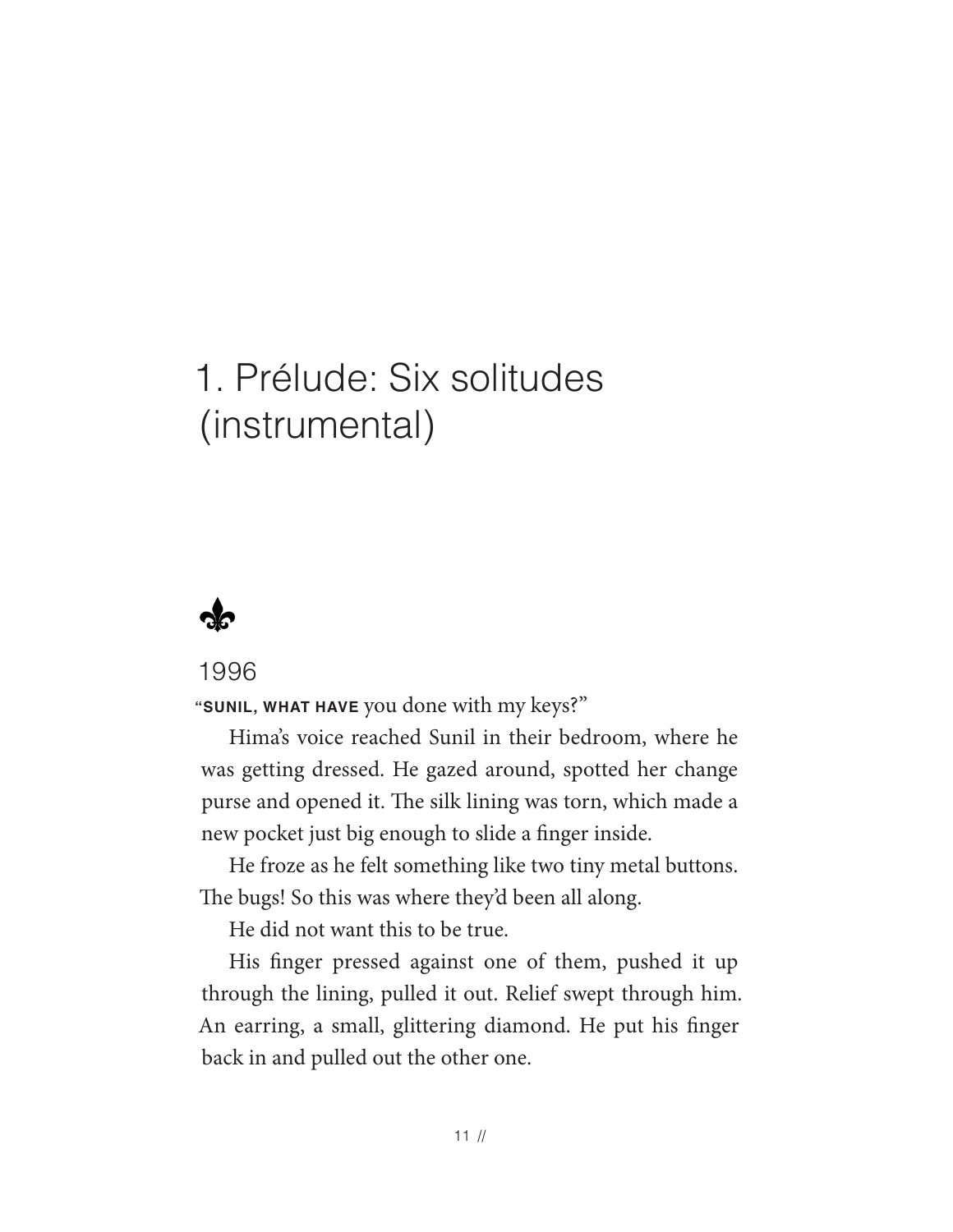# 1. Prélude: Six solitudes (instrumental)

⚜

1996

"**SUNIL, WHAT HAVE** you done with my keys?"

Hima's voice reached Sunil in their bedroom, where he was getting dressed. He gazed around, spotted her change purse and opened it. The silk lining was torn, which made a new pocket just big enough to slide a finger inside.

He froze as he felt something like two tiny metal buttons. The bugs! So this was where they'd been all along.

He did not want this to be true.

His finger pressed against one of them, pushed it up through the lining, pulled it out. Relief swept through him. An earring, a small, glittering diamond. He put his finger back in and pulled out the other one.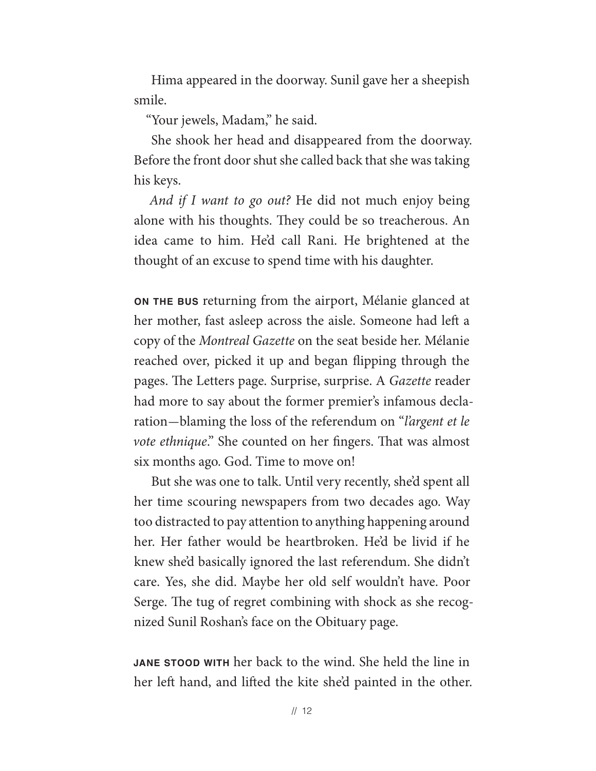Hima appeared in the doorway. Sunil gave her a sheepish smile.

"Your jewels, Madam," he said.

She shook her head and disappeared from the doorway. Before the front door shut she called back that she was taking his keys.

*And if I want to go out?* He did not much enjoy being alone with his thoughts. They could be so treacherous. An idea came to him. He'd call Rani. He brightened at the thought of an excuse to spend time with his daughter.

**ON THE BUS** returning from the airport, Mélanie glanced at her mother, fast asleep across the aisle. Someone had left a copy of the *Montreal Gazette* on the seat beside her. Mélanie reached over, picked it up and began flipping through the pages. The Letters page. Surprise, surprise. A *Gazette* reader had more to say about the former premier's infamous declaration—blaming the loss of the referendum on "*l'argent et le vote ethnique*." She counted on her fingers. That was almost six months ago. God. Time to move on!

But she was one to talk. Until very recently, she'd spent all her time scouring newspapers from two decades ago. Way too distracted to pay attention to anything happening around her. Her father would be heartbroken. He'd be livid if he knew she'd basically ignored the last referendum. She didn't care. Yes, she did. Maybe her old self wouldn't have. Poor Serge. The tug of regret combining with shock as she recognized Sunil Roshan's face on the Obituary page.

**JANE STOOD WITH** her back to the wind. She held the line in her left hand, and lifted the kite she'd painted in the other.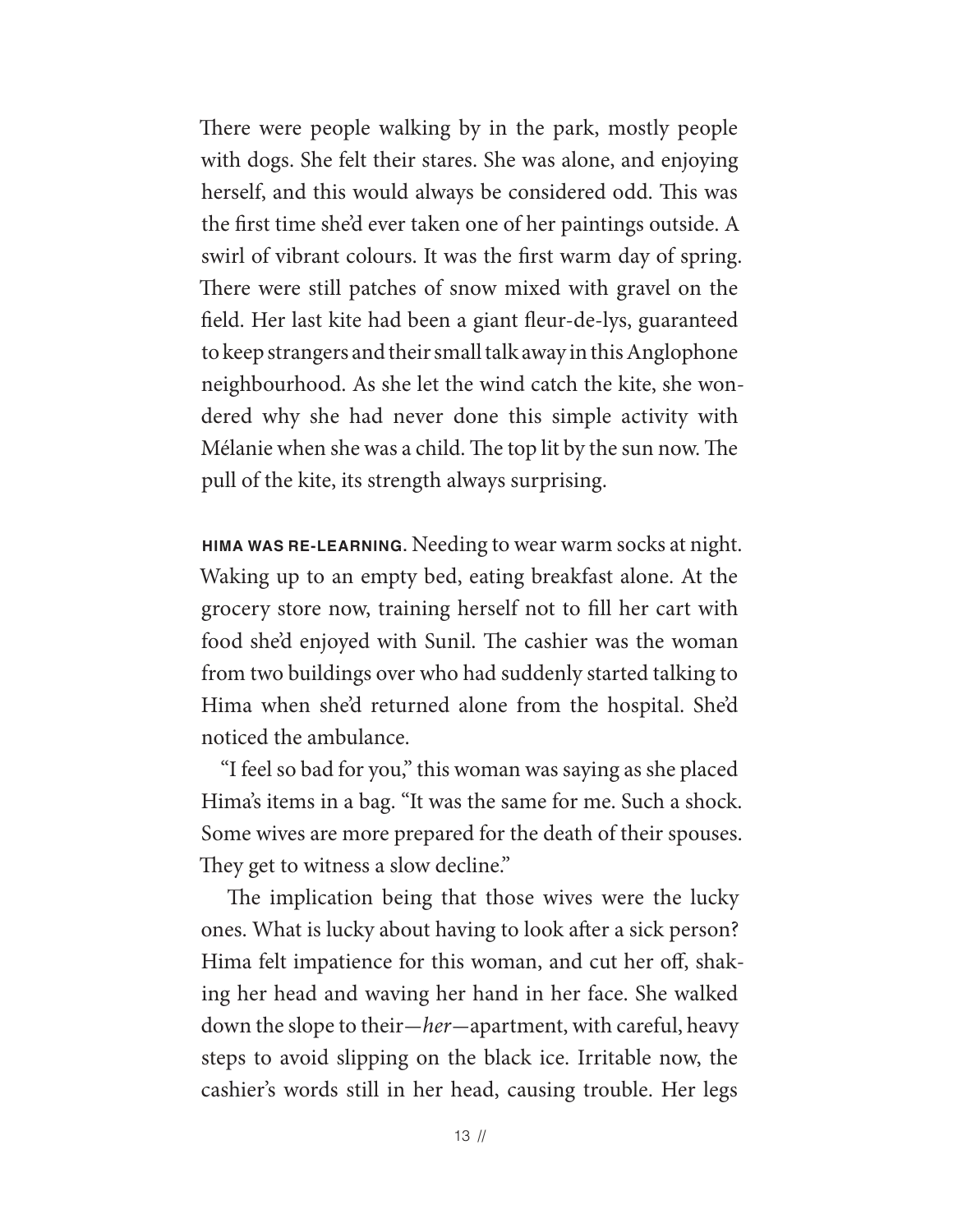There were people walking by in the park, mostly people with dogs. She felt their stares. She was alone, and enjoying herself, and this would always be considered odd. This was the first time she'd ever taken one of her paintings outside. A swirl of vibrant colours. It was the first warm day of spring. There were still patches of snow mixed with gravel on the field. Her last kite had been a giant fleur-de-lys, guaranteed to keep strangers and their small talk away in this Anglophone neighbourhood. As she let the wind catch the kite, she wondered why she had never done this simple activity with Mélanie when she was a child. The top lit by the sun now. The pull of the kite, its strength always surprising.

**HIMA WAS RE-LEARNING.** Needing to wear warm socks at night. Waking up to an empty bed, eating breakfast alone. At the grocery store now, training herself not to fill her cart with food she'd enjoyed with Sunil. The cashier was the woman from two buildings over who had suddenly started talking to Hima when she'd returned alone from the hospital. She'd noticed the ambulance.

"I feel so bad for you," this woman was saying as she placed Hima's items in a bag. "It was the same for me. Such a shock. Some wives are more prepared for the death of their spouses. They get to witness a slow decline."

The implication being that those wives were the lucky ones. What is lucky about having to look after a sick person? Hima felt impatience for this woman, and cut her off, shaking her head and waving her hand in her face. She walked down the slope to their—*her*—apartment, with careful, heavy steps to avoid slipping on the black ice. Irritable now, the cashier's words still in her head, causing trouble. Her legs